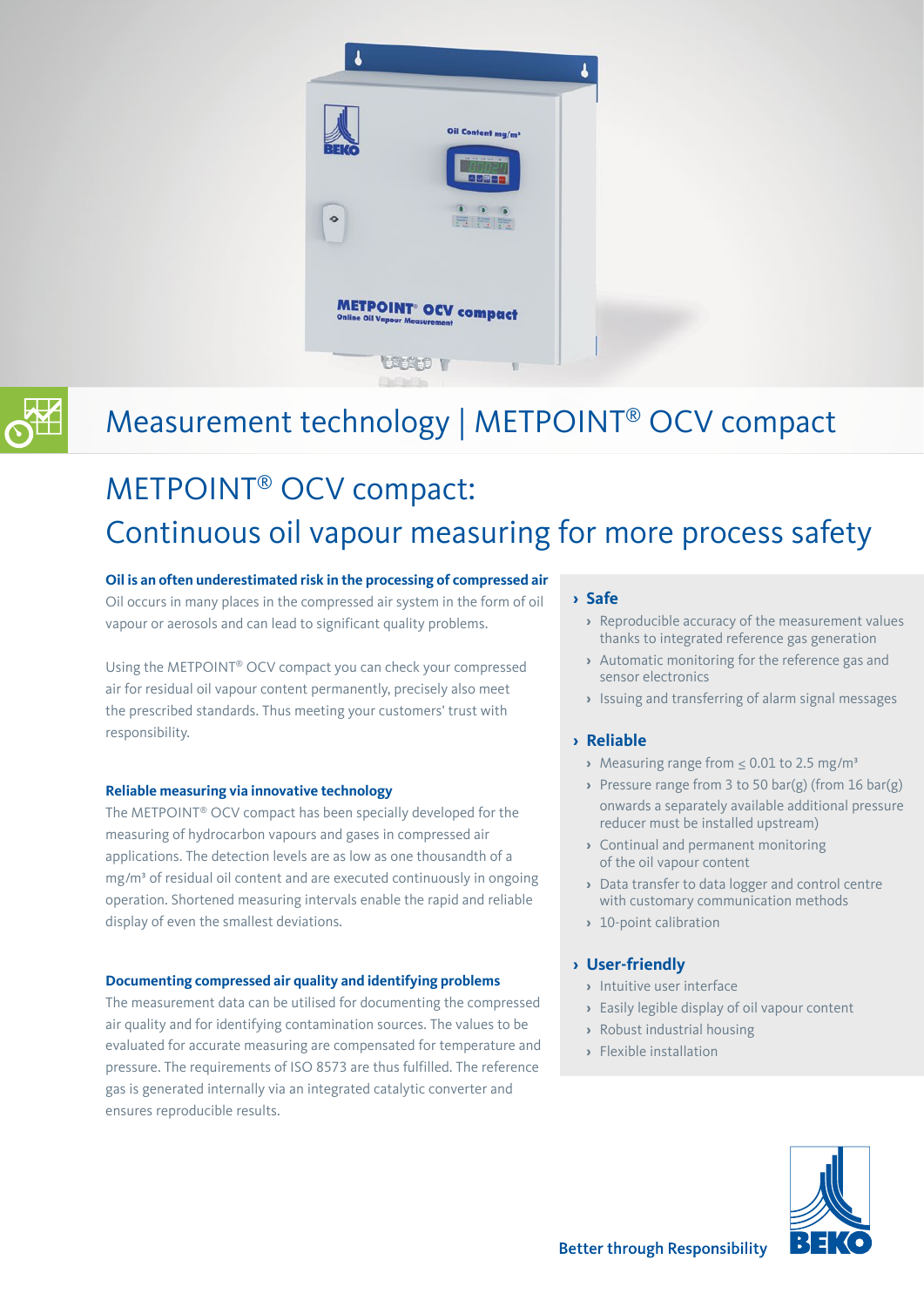# Measurement technology | METPOINT® OCV compact

## METPOINT® OCV compact: Continuous oil vapour measuring for more process safety

**Oil is an often underestimated risk in the processing of compressed air**

Oil occurs in many places in the compressed air system in the form of oil vapour or aerosols and can lead to significant quality problems.

Using the METPOINT® OCV compact you can check your compressed air for residual oil vapour content permanently, precisely also meet the prescribed standards. Thus meeting your customers' trust with responsibility.

**Reliable measuring via innovative technology**

The METPOINT® OCV compact has been specially developed for the measuring of hydrocarbon vapours and gases in compressed air applications. The detection levels are as low as one thousandth of a mg/m³ of residual oil content and are executed continuously in ongoing operation. Shortened measuring intervals enable the rapid and reliable display of even the smallest deviations.

**Documenting compressed air quality and identifying problems**

The measurement data can be utilised for documenting the compressed air quality and for identifying contamination sources. The values to be evaluated for accurate measuring are compensated for temperature and pressure. The requirements of ISO 8573 are thus fulfilled. The reference gas is generated internally via an integrated catalytic converter and ensures reproducible results.

### › Safe

- Reproducible accuracy of the measurement values thanks to integrated reference gas generation
- Automatic monitoring for the reference gas and sensor electronics
- Issuing and transferring of alarm signal messages

### › Reliable

- Measuring range from ≤ 0.01 to 2.5 mg/m³
- Pressure range from 3 to 50 bar(g) (from 16 bar(g) onwards a separately available additional pressure reducer must be installed upstream)
- Continual and permanent monitoring of the oil vapour content
- Data transfer to data logger and control centre with customary communication methods
- 10-point calibration

### › User-friendly

- Intuitive user interface
- Easily legible display of oil vapour content
- Robust industrial housing
- Flexible installation

Better through Responsibility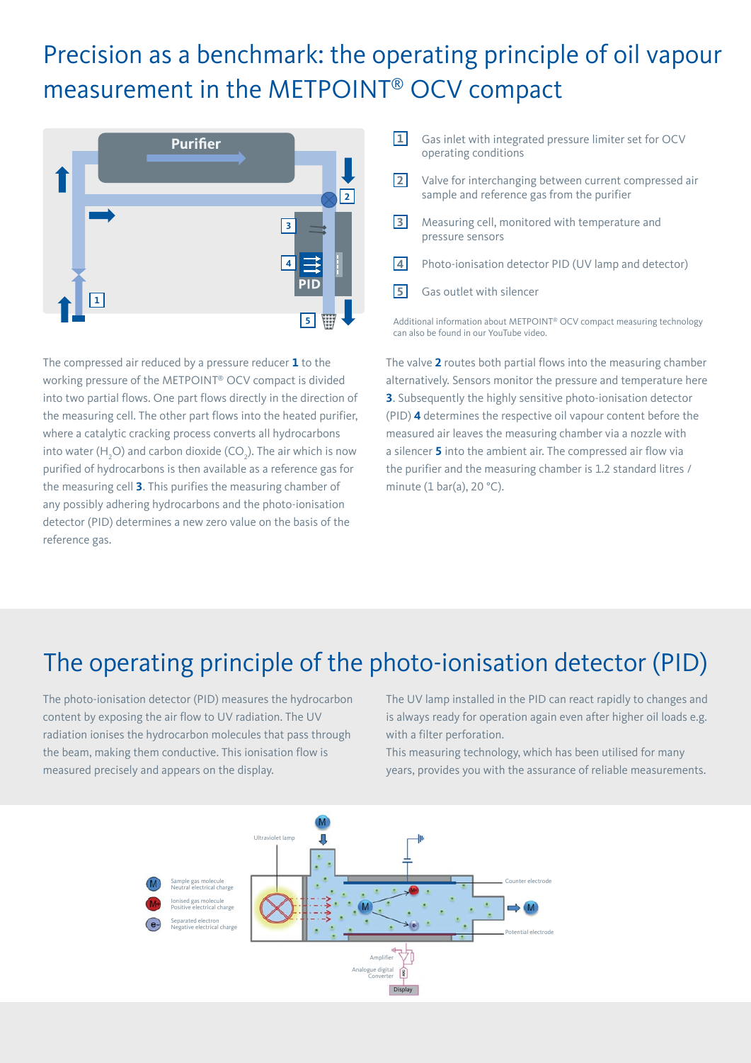# Precision as a benchmark: the operating principle of oil vapour measurement in the METPOINT® OCV compact

1. Gas inlet with integrated pressure limiter set for OCV operating conditions
2. Valve for interchanging between current compressed air sample and reference gas from the purifier
3. Measuring cell, monitored with temperature and pressure sensors
4. Photo-ionisation detector PID (UV lamp and detector)
5. Gas outlet with silencer

Additional information about METPOINT® OCV compact measuring technology can also be found in our YouTube video.

The compressed air reduced by a pressure reducer **1** to the working pressure of the METPOINT® OCV compact is divided into two partial flows. One part flows directly in the direction of the measuring cell. The other part flows into the heated purifier, where a catalytic cracking process converts all hydrocarbons into water ($H_2O$) and carbon dioxide ($CO_2$). The air which is now purified of hydrocarbons is then available as a reference gas for the measuring cell **3**. This purifies the measuring chamber of any possibly adhering hydrocarbons and the photo-ionisation detector (PID) determines a new zero value on the basis of the reference gas.

The valve **2** routes both partial flows into the measuring chamber alternatively. Sensors monitor the pressure and temperature here **3**. Subsequently the highly sensitive photo-ionisation detector (PID) **4** determines the respective oil vapour content before the measured air leaves the measuring chamber via a nozzle with a silencer **5** into the ambient air. The compressed air flow via the purifier and the measuring chamber is 1.2 standard litres / minute (1 bar(a), 20 °C).

# The operating principle of the photo-ionisation detector (PID)

The photo-ionisation detector (PID) measures the hydrocarbon content by exposing the air flow to UV radiation. The UV radiation ionises the hydrocarbon molecules that pass through the beam, making them conductive. This ionisation flow is measured precisely and appears on the display.

The UV lamp installed in the PID can react rapidly to changes and is always ready for operation again even after higher oil loads e.g. with a filter perforation.

This measuring technology, which has been utilised for many years, provides you with the assurance of reliable measurements.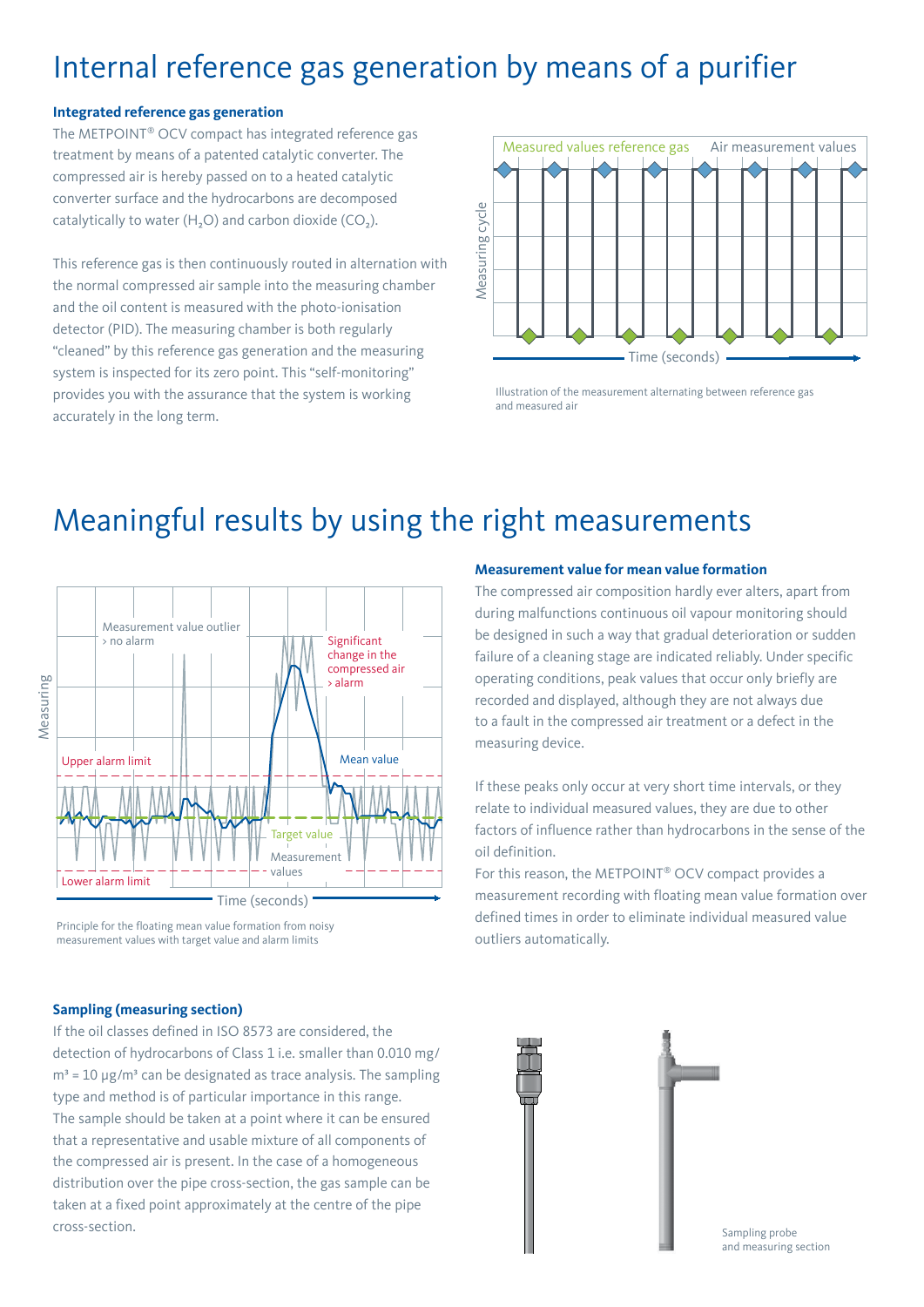# Internal reference gas generation by means of a purifier

### Integrated reference gas generation

The METPOINT® OCV compact has integrated reference gas treatment by means of a patented catalytic converter. The compressed air is hereby passed on to a heated catalytic converter surface and the hydrocarbons are decomposed catalytically to water ($H_2O$) and carbon dioxide ($CO_2$).

This reference gas is then continuously routed in alternation with the normal compressed air sample into the measuring chamber and the oil content is measured with the photo-ionisation detector (PID). The measuring chamber is both regularly "cleaned" by this reference gas generation and the measuring system is inspected for its zero point. This "self-monitoring" provides you with the assurance that the system is working accurately in the long term.

Illustration of the measurement alternating between reference gas and measured air

# Meaningful results by using the right measurements

Principle for the floating mean value formation from noisy measurement values with target value and alarm limits

### Measurement value for mean value formation

The compressed air composition hardly ever alters, apart from during malfunctions continuous oil vapour monitoring should be designed in such a way that gradual deterioration or sudden failure of a cleaning stage are indicated reliably. Under specific operating conditions, peak values that occur only briefly are recorded and displayed, although they are not always due to a fault in the compressed air treatment or a defect in the measuring device.

If these peaks only occur at very short time intervals, or they relate to individual measured values, they are due to other factors of influence rather than hydrocarbons in the sense of the oil definition.

For this reason, the METPOINT® OCV compact provides a measurement recording with floating mean value formation over defined times in order to eliminate individual measured value outliers automatically.

### Sampling (measuring section)

If the oil classes defined in ISO 8573 are considered, the detection of hydrocarbons of Class 1 i.e. smaller than 0.010 mg/m³ = 10 µg/m³ can be designated as trace analysis. The sampling type and method is of particular importance in this range. The sample should be taken at a point where it can be ensured that a representative and usable mixture of all components of the compressed air is present. In the case of a homogeneous distribution over the pipe cross-section, the gas sample can be taken at a fixed point approximately at the centre of the pipe cross-section.

Sampling probe and measuring section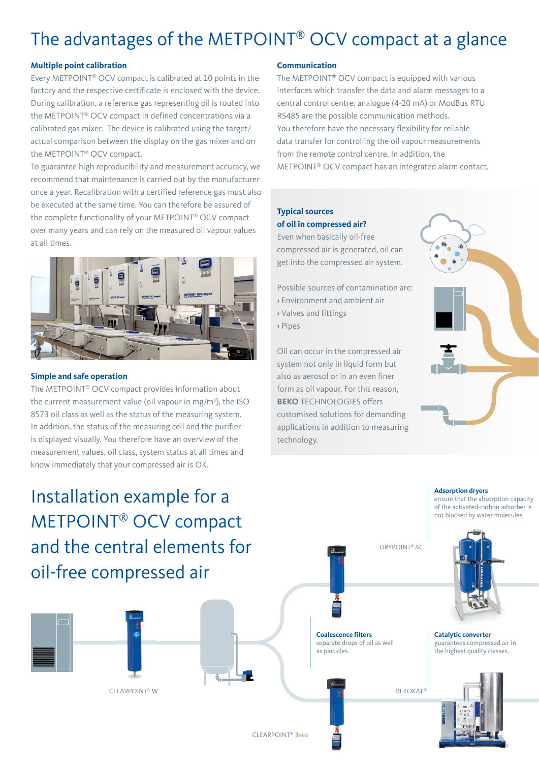# The advantages of the METPOINT® OCV compact at a glance

### Multiple point calibration

Every METPOINT® OCV compact is calibrated at 10 points in the factory and the respective certificate is enclosed with the device. During calibration, a reference gas representing oil is routed into the METPOINT® OCV compact in defined concentrations via a calibrated gas mixer. The device is calibrated using the target/actual comparison between the display on the gas mixer and on the METPOINT® OCV compact.

To guarantee high reproducibility and measurement accuracy, we recommend that maintenance is carried out by the manufacturer once a year. Recalibration with a certified reference gas must also be executed at the same time. You can therefore be assured of the complete functionality of your METPOINT® OCV compact over many years and can rely on the measured oil vapour values at all times.

### Simple and safe operation

The METPOINT® OCV compact provides information about the current measurement value (oil vapour in mg/m³), the ISO 8573 oil class as well as the status of the measuring system. In addition, the status of the measuring cell and the purifier is displayed visually. You therefore have an overview of the measurement values, oil class, system status at all times and know immediately that your compressed air is OK.

### Communication

The METPOINT® OCV compact is equipped with various interfaces which transfer the data and alarm messages to a central control centre: analogue (4-20 mA) or ModBus RTU RS485 are the possible communication methods. You therefore have the necessary flexibility for reliable data transfer for controlling the oil vapour measurements from the remote control centre. In addition, the METPOINT® OCV compact has an integrated alarm contact.

### Typical sources of oil in compressed air?

Even when basically oil-free compressed air is generated, oil can get into the compressed air system.

Possible sources of contamination are:
› Environment and ambient air
› Valves and fittings
› Pipes

Oil can occur in the compressed air system not only in liquid form but also as aerosol or in an even finer form as oil vapour. For this reason, **BEKO** TECHNOLOGIES offers customised solutions for demanding applications in addition to measuring technology.

# Installation example for a METPOINT® OCV compact and the central elements for oil-free compressed air

**Adsorption dryers**
ensure that the absorption capacity of the activated-carbon adsorber is not blocked by water molecules.

DRYPOINT® AC

**Coalescence filters**
separate drops of oil as well as particles.

**Catalytic converter**
guarantees compressed air in the highest quality classes.

CLEARPOINT® W

BEKOKAT®

CLEARPOINT® 3eco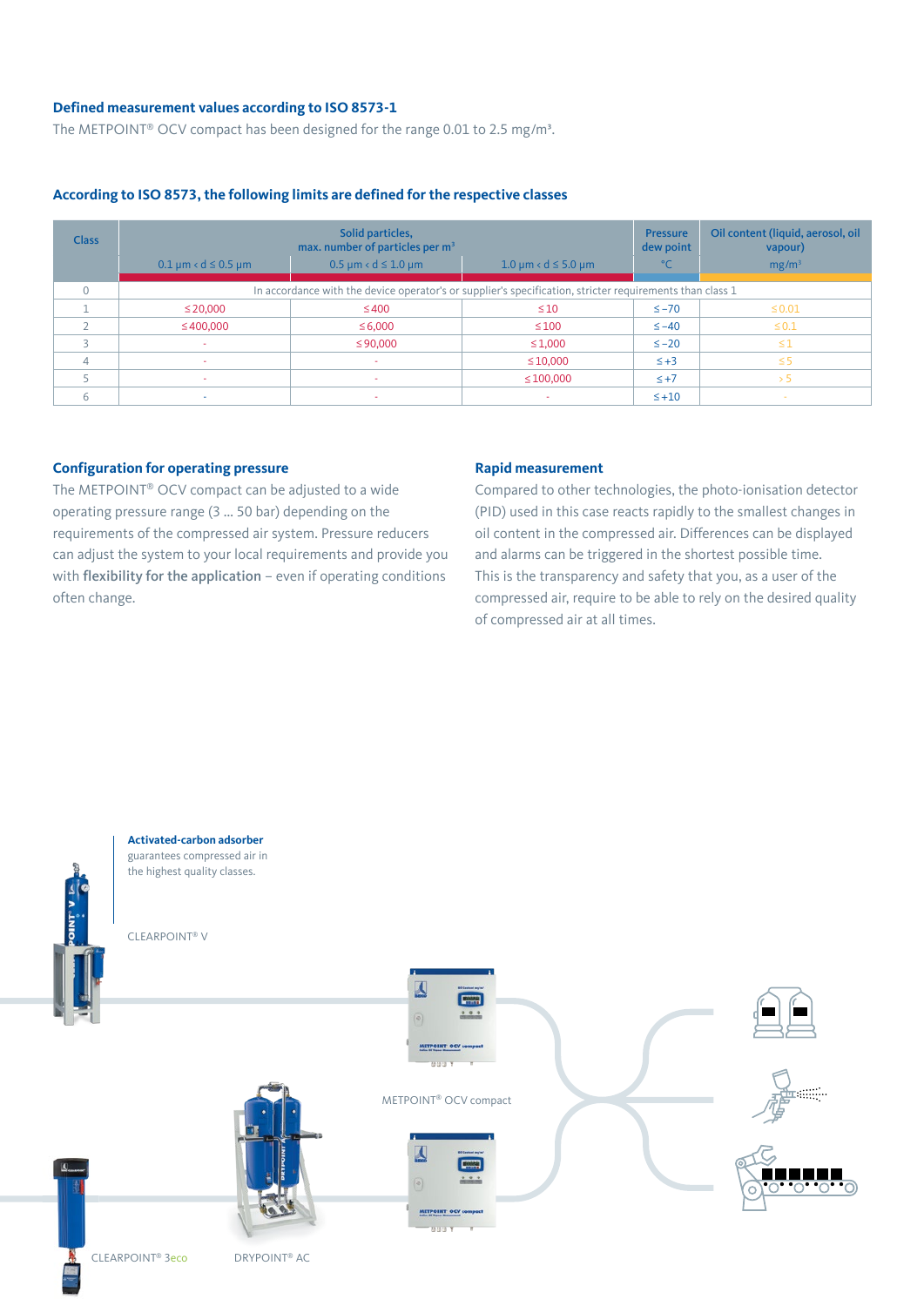### Defined measurement values according to ISO 8573-1

The METPOINT® OCV compact has been designed for the range 0.01 to 2.5 mg/m³.

### According to ISO 8573, the following limits are defined for the respective classes

| Class | Solid particles, max. number of particles per m³ | | | Pressure dew point | Oil content (liquid, aerosol, oil vapour) |
|---|---|---|---|---|---|
| | 0.1 µm < d ≤ 0.5 µm | 0.5 µm < d ≤ 1.0 µm | 1.0 µm < d ≤ 5.0 µm | °C | mg/m³ |
| 0 | In accordance with the device operator's or supplier's specification, stricter requirements than class 1 | | | | |
| 1 | ≤ 20,000 | ≤ 400 | ≤ 10 | ≤ –70 | ≤ 0.01 |
| 2 | ≤ 400,000 | ≤ 6,000 | ≤ 100 | ≤ –40 | ≤ 0.1 |
| 3 | - | ≤ 90,000 | ≤ 1,000 | ≤ –20 | ≤ 1 |
| 4 | - | - | ≤ 10,000 | ≤ +3 | ≤ 5 |
| 5 | - | - | ≤ 100,000 | ≤ +7 | > 5 |
| 6 | - | - | - | ≤ +10 | - |

### Configuration for operating pressure

The METPOINT® OCV compact can be adjusted to a wide operating pressure range (3 ... 50 bar) depending on the requirements of the compressed air system. Pressure reducers can adjust the system to your local requirements and provide you with **flexibility for the application** – even if operating conditions often change.

### Rapid measurement

Compared to other technologies, the photo-ionisation detector (PID) used in this case reacts rapidly to the smallest changes in oil content in the compressed air. Differences can be displayed and alarms can be triggered in the shortest possible time.
This is the transparency and safety that you, as a user of the compressed air, require to be able to rely on the desired quality of compressed air at all times.

**Activated-carbon adsorber**
guarantees compressed air in the highest quality classes.

CLEARPOINT® V

METPOINT® OCV compact

CLEARPOINT® 3eco

DRYPOINT® AC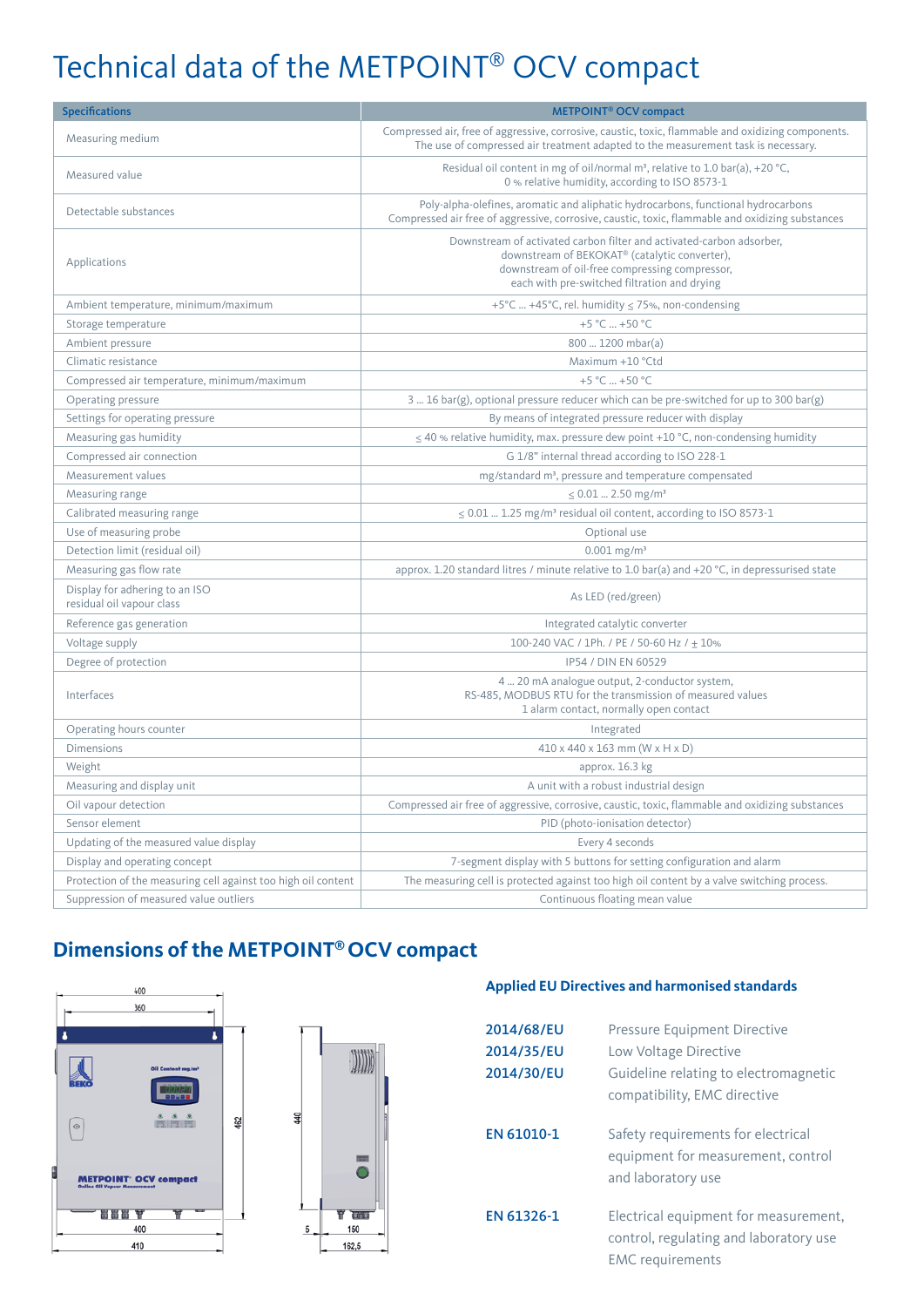# Technical data of the METPOINT® OCV compact

| Specifications | METPOINT® OCV compact |
|---|---|
| Measuring medium | Compressed air, free of aggressive, corrosive, caustic, toxic, flammable and oxidizing components. The use of compressed air treatment adapted to the measurement task is necessary. |
| Measured value | Residual oil content in mg of oil/normal m³, relative to 1.0 bar(a), +20 °C, 0 % relative humidity, according to ISO 8573-1 |
| Detectable substances | Poly-alpha-olefines, aromatic and aliphatic hydrocarbons, functional hydrocarbons Compressed air free of aggressive, corrosive, caustic, toxic, flammable and oxidizing substances |
| Applications | Downstream of activated carbon filter and activated-carbon adsorber, downstream of BEKOKAT® (catalytic converter), downstream of oil-free compressing compressor, each with pre-switched filtration and drying |
| Ambient temperature, minimum/maximum | +5°C ... +45°C, rel. humidity ≤ 75%, non-condensing |
| Storage temperature | +5 °C ... +50 °C |
| Ambient pressure | 800 ... 1200 mbar(a) |
| Climatic resistance | Maximum +10 °Ctd |
| Compressed air temperature, minimum/maximum | +5 °C ... +50 °C |
| Operating pressure | 3 ... 16 bar(g), optional pressure reducer which can be pre-switched for up to 300 bar(g) |
| Settings for operating pressure | By means of integrated pressure reducer with display |
| Measuring gas humidity | ≤ 40 % relative humidity, max. pressure dew point +10 °C, non-condensing humidity |
| Compressed air connection | G 1/8" internal thread according to ISO 228-1 |
| Measurement values | mg/standard m³, pressure and temperature compensated |
| Measuring range | ≤ 0.01 ... 2.50 mg/m³ |
| Calibrated measuring range | ≤ 0.01 ... 1.25 mg/m³ residual oil content, according to ISO 8573-1 |
| Use of measuring probe | Optional use |
| Detection limit (residual oil) | 0.001 mg/m³ |
| Measuring gas flow rate | approx. 1.20 standard litres / minute relative to 1.0 bar(a) and +20 °C, in depressurised state |
| Display for adhering to an ISO residual oil vapour class | As LED (red/green) |
| Reference gas generation | Integrated catalytic converter |
| Voltage supply | 100-240 VAC / 1Ph. / PE / 50-60 Hz / ± 10% |
| Degree of protection | IP54 / DIN EN 60529 |
| Interfaces | 4 ... 20 mA analogue output, 2-conductor system, RS-485, MODBUS RTU for the transmission of measured values 1 alarm contact, normally open contact |
| Operating hours counter | Integrated |
| Dimensions | 410 x 440 x 163 mm (W x H x D) |
| Weight | approx. 16.3 kg |
| Measuring and display unit | A unit with a robust industrial design |
| Oil vapour detection | Compressed air free of aggressive, corrosive, caustic, toxic, flammable and oxidizing substances |
| Sensor element | PID (photo-ionisation detector) |
| Updating of the measured value display | Every 4 seconds |
| Display and operating concept | 7-segment display with 5 buttons for setting configuration and alarm |
| Protection of the measuring cell against too high oil content | The measuring cell is protected against too high oil content by a valve switching process. |
| Suppression of measured value outliers | Continuous floating mean value |

## Dimensions of the METPOINT® OCV compact

### Applied EU Directives and harmonised standards

| | |
|---|---|
| **2014/68/EU** | Pressure Equipment Directive |
| **2014/35/EU** | Low Voltage Directive |
| **2014/30/EU** | Guideline relating to electromagnetic compatibility, EMC directive |
| **EN 61010-1** | Safety requirements for electrical equipment for measurement, control and laboratory use |
| **EN 61326-1** | Electrical equipment for measurement, control, regulating and laboratory use EMC requirements |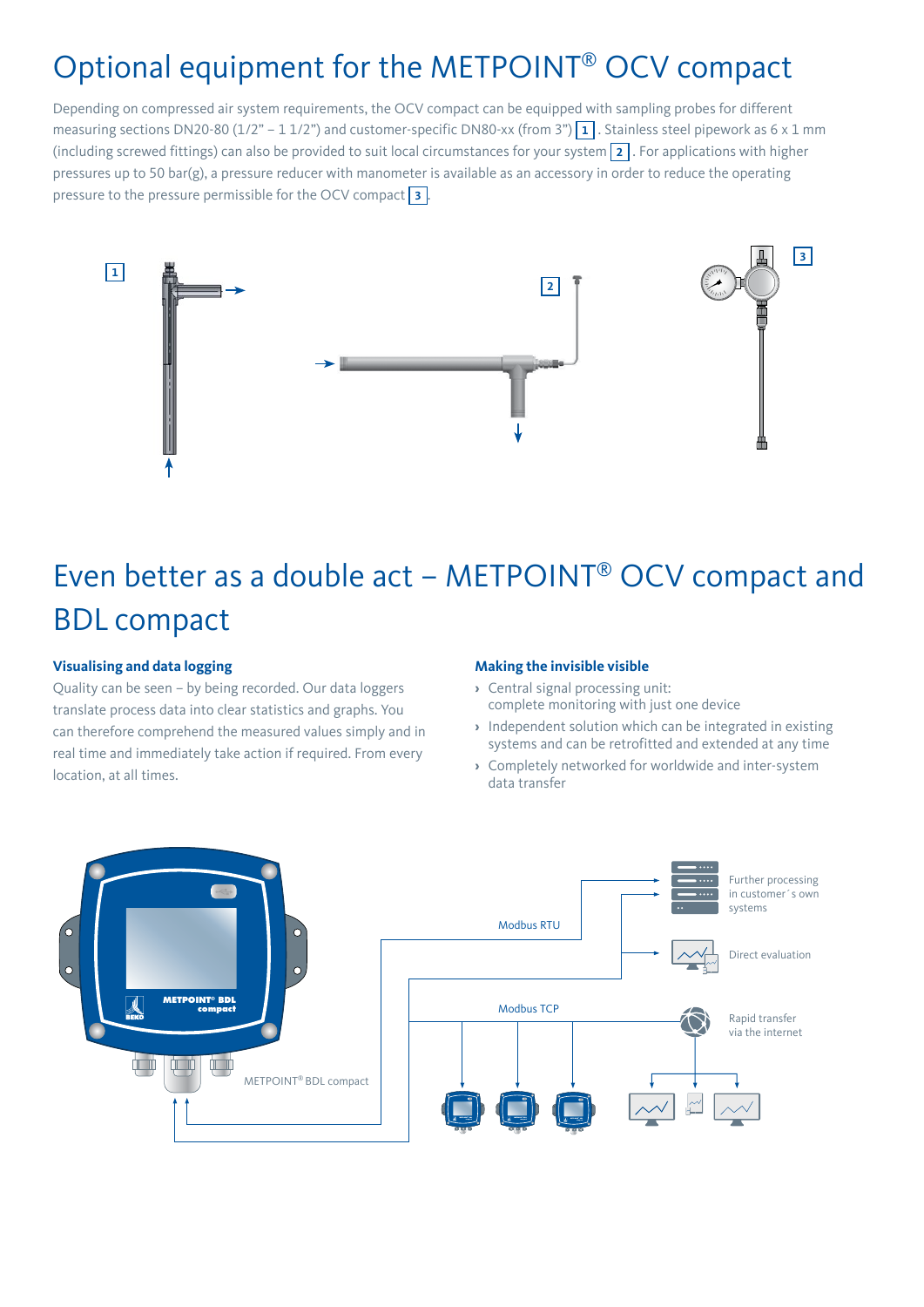# Optional equipment for the METPOINT® OCV compact

Depending on compressed air system requirements, the OCV compact can be equipped with sampling probes for different measuring sections DN20-80 (1/2" – 1 1/2") and customer-specific DN80-xx (from 3") [1]. Stainless steel pipework as 6 x 1 mm (including screwed fittings) can also be provided to suit local circumstances for your system [2]. For applications with higher pressures up to 50 bar(g), a pressure reducer with manometer is available as an accessory in order to reduce the operating pressure to the pressure permissible for the OCV compact [3].

1

2

3

# Even better as a double act – METPOINT® OCV compact and BDL compact

### Visualising and data logging

Quality can be seen – by being recorded. Our data loggers translate process data into clear statistics and graphs. You can therefore comprehend the measured values simply and in real time and immediately take action if required. From every location, at all times.

### Making the invisible visible

- Central signal processing unit: complete monitoring with just one device
- Independent solution which can be integrated in existing systems and can be retrofitted and extended at any time
- Completely networked for worldwide and inter-system data transfer

METPOINT® BDL compact

Modbus RTU

Modbus TCP

Further processing in customer´s own systems

Direct evaluation

Rapid transfer via the internet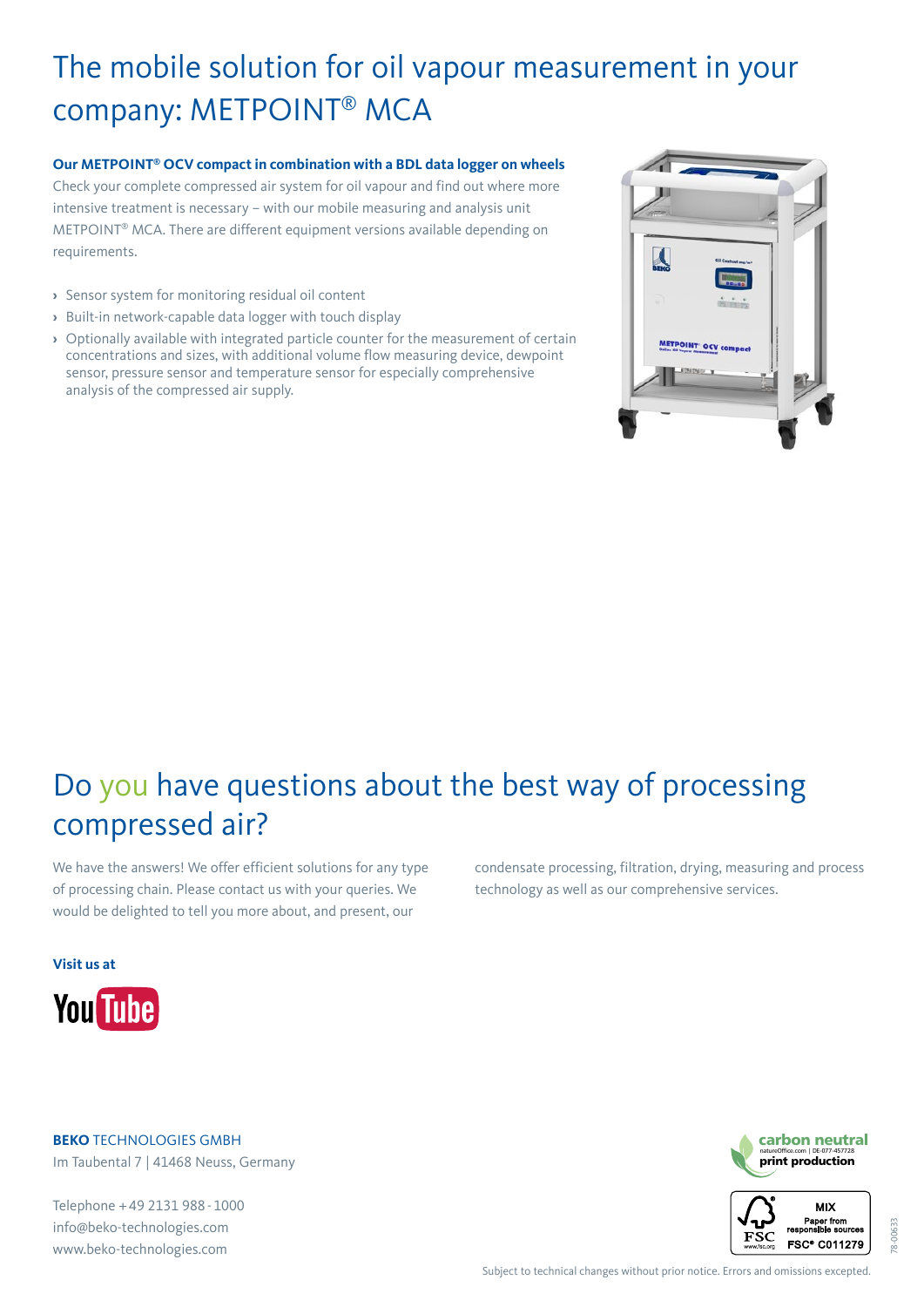# The mobile solution for oil vapour measurement in your company: METPOINT® MCA

**Our METPOINT® OCV compact in combination with a BDL data logger on wheels**

Check your complete compressed air system for oil vapour and find out where more intensive treatment is necessary – with our mobile measuring and analysis unit METPOINT® MCA. There are different equipment versions available depending on requirements.

- Sensor system for monitoring residual oil content
- Built-in network-capable data logger with touch display
- Optionally available with integrated particle counter for the measurement of certain concentrations and sizes, with additional volume flow measuring device, dewpoint sensor, pressure sensor and temperature sensor for especially comprehensive analysis of the compressed air supply.

# Do you have questions about the best way of processing compressed air?

We have the answers! We offer efficient solutions for any type of processing chain. Please contact us with your queries. We would be delighted to tell you more about, and present, our condensate processing, filtration, drying, measuring and process technology as well as our comprehensive services.

**Visit us at**

YouTube

**BEKO** TECHNOLOGIES GMBH
Im Taubental 7 | 41468 Neuss, Germany

Telephone +49 2131 988 - 1000
info@beko-technologies.com
www.beko-technologies.com

carbon neutral
natureOffice.com | DE-077-457728
print production

MIX
Paper from responsible sources
FSC® C011279

78-00633

Subject to technical changes without prior notice. Errors and omissions excepted.